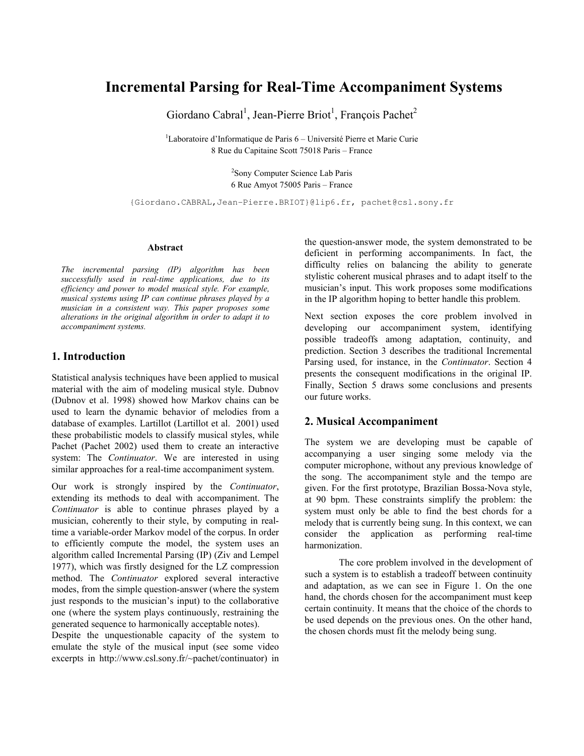# Incremental Parsing for Real-Time Accompaniment Systems

Giordano Cabral[1], Jean-Pierre Briot[1], François Pachet[2]

[1]Laboratoire d'Informatique de Paris 6 – Université Pierre et Marie Curie
8 Rue du Capitaine Scott 75018 Paris – France

[2]Sony Computer Science Lab Paris
6 Rue Amyot 75005 Paris – France

{Giordano.CABRAL,Jean-Pierre.BRIOT}@lip6.fr, pachet@csl.sony.fr

### Abstract

*The incremental parsing (IP) algorithm has been successfully used in real-time applications, due to its efficiency and power to model musical style. For example, musical systems using IP can continue phrases played by a musician in a consistent way. This paper proposes some alterations in the original algorithm in order to adapt it to accompaniment systems.*

## 1. Introduction

Statistical analysis techniques have been applied to musical material with the aim of modeling musical style. Dubnov (Dubnov et al. 1998) showed how Markov chains can be used to learn the dynamic behavior of melodies from a database of examples. Lartillot (Lartillot et al. 2001) used these probabilistic models to classify musical styles, while Pachet (Pachet 2002) used them to create an interactive system: The *Continuator*. We are interested in using similar approaches for a real-time accompaniment system.

Our work is strongly inspired by the *Continuator*, extending its methods to deal with accompaniment. The *Continuator* is able to continue phrases played by a musician, coherently to their style, by computing in real-time a variable-order Markov model of the corpus. In order to efficiently compute the model, the system uses an algorithm called Incremental Parsing (IP) (Ziv and Lempel 1977), which was firstly designed for the LZ compression method. The *Continuator* explored several interactive modes, from the simple question-answer (where the system just responds to the musician's input) to the collaborative one (where the system plays continuously, restraining the generated sequence to harmonically acceptable notes).
Despite the unquestionable capacity of the system to emulate the style of the musical input (see some video excerpts in http://www.csl.sony.fr/~pachet/continuator) in the question-answer mode, the system demonstrated to be deficient in performing accompaniments. In fact, the difficulty relies on balancing the ability to generate stylistic coherent musical phrases and to adapt itself to the musician's input. This work proposes some modifications in the IP algorithm hoping to better handle this problem.

Next section exposes the core problem involved in developing our accompaniment system, identifying possible tradeoffs among adaptation, continuity, and prediction. Section 3 describes the traditional Incremental Parsing used, for instance, in the *Continuator*. Section 4 presents the consequent modifications in the original IP. Finally, Section 5 draws some conclusions and presents our future works.

## 2. Musical Accompaniment

The system we are developing must be capable of accompanying a user singing some melody via the computer microphone, without any previous knowledge of the song. The accompaniment style and the tempo are given. For the first prototype, Brazilian Bossa-Nova style, at 90 bpm. These constraints simplify the problem: the system must only be able to find the best chords for a melody that is currently being sung. In this context, we can consider the application as performing real-time harmonization.

The core problem involved in the development of such a system is to establish a tradeoff between continuity and adaptation, as we can see in Figure 1. On the one hand, the chords chosen for the accompaniment must keep certain continuity. It means that the choice of the chords to be used depends on the previous ones. On the other hand, the chosen chords must fit the melody being sung.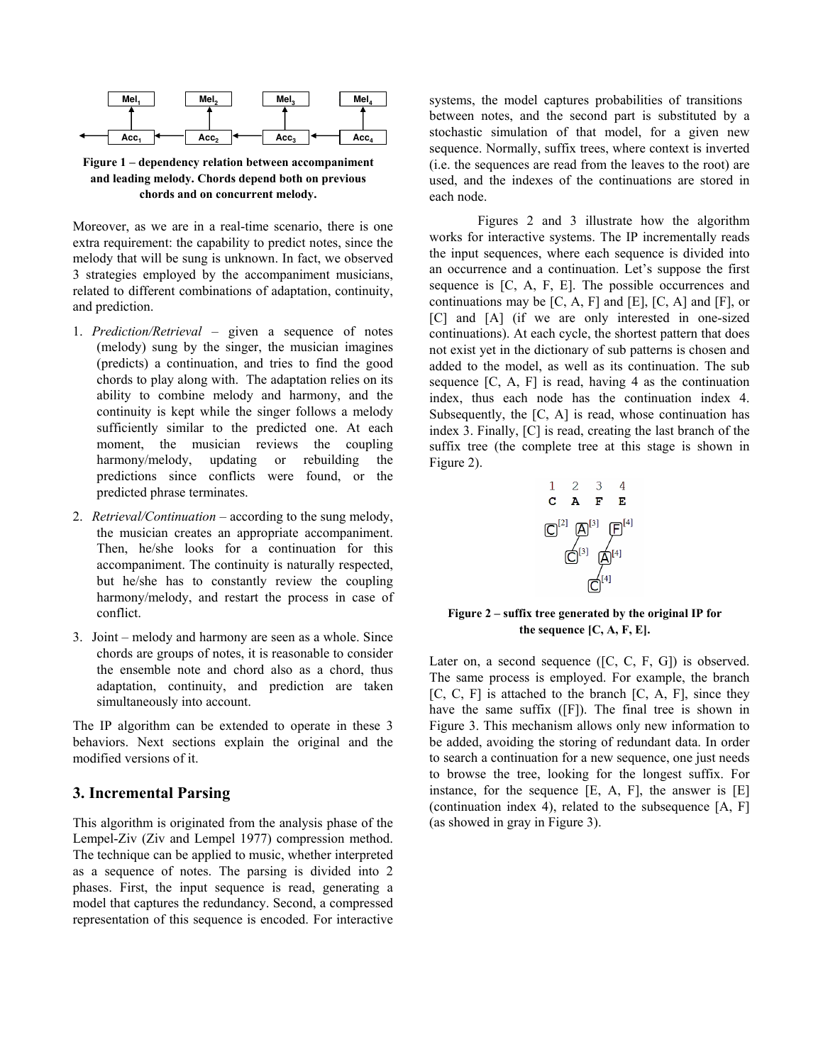**Figure 1 – dependency relation between accompaniment and leading melody. Chords depend both on previous chords and on concurrent melody.**

Moreover, as we are in a real-time scenario, there is one extra requirement: the capability to predict notes, since the melody that will be sung is unknown. In fact, we observed 3 strategies employed by the accompaniment musicians, related to different combinations of adaptation, continuity, and prediction.

1. *Prediction/Retrieval* – given a sequence of notes (melody) sung by the singer, the musician imagines (predicts) a continuation, and tries to find the good chords to play along with. The adaptation relies on its ability to combine melody and harmony, and the continuity is kept while the singer follows a melody sufficiently similar to the predicted one. At each moment, the musician reviews the coupling harmony/melody, updating or rebuilding the predictions since conflicts were found, or the predicted phrase terminates.

2. *Retrieval/Continuation* – according to the sung melody, the musician creates an appropriate accompaniment. Then, he/she looks for a continuation for this accompaniment. The continuity is naturally respected, but he/she has to constantly review the coupling harmony/melody, and restart the process in case of conflict.

3. Joint – melody and harmony are seen as a whole. Since chords are groups of notes, it is reasonable to consider the ensemble note and chord also as a chord, thus adaptation, continuity, and prediction are taken simultaneously into account.

The IP algorithm can be extended to operate in these 3 behaviors. Next sections explain the original and the modified versions of it.

## 3. Incremental Parsing

This algorithm is originated from the analysis phase of the Lempel-Ziv (Ziv and Lempel 1977) compression method. The technique can be applied to music, whether interpreted as a sequence of notes. The parsing is divided into 2 phases. First, the input sequence is read, generating a model that captures the redundancy. Second, a compressed representation of this sequence is encoded. For interactive systems, the model captures probabilities of transitions between notes, and the second part is substituted by a stochastic simulation of that model, for a given new sequence. Normally, suffix trees, where context is inverted (i.e. the sequences are read from the leaves to the root) are used, and the indexes of the continuations are stored in each node.

Figures 2 and 3 illustrate how the algorithm works for interactive systems. The IP incrementally reads the input sequences, where each sequence is divided into an occurrence and a continuation. Let's suppose the first sequence is [C, A, F, E]. The possible occurrences and continuations may be [C, A, F] and [E], [C, A] and [F], or [C] and [A] (if we are only interested in one-sized continuations). At each cycle, the shortest pattern that does not exist yet in the dictionary of sub patterns is chosen and added to the model, as well as its continuation. The sub sequence [C, A, F] is read, having 4 as the continuation index, thus each node has the continuation index 4. Subsequently, the [C, A] is read, whose continuation has index 3. Finally, [C] is read, creating the last branch of the suffix tree (the complete tree at this stage is shown in Figure 2).

**Figure 2 – suffix tree generated by the original IP for the sequence [C, A, F, E].**

Later on, a second sequence ([C, C, F, G]) is observed. The same process is employed. For example, the branch [C, C, F] is attached to the branch [C, A, F], since they have the same suffix ([F]). The final tree is shown in Figure 3. This mechanism allows only new information to be added, avoiding the storing of redundant data. In order to search a continuation for a new sequence, one just needs to browse the tree, looking for the longest suffix. For instance, for the sequence [E, A, F], the answer is [E] (continuation index 4), related to the subsequence [A, F] (as showed in gray in Figure 3).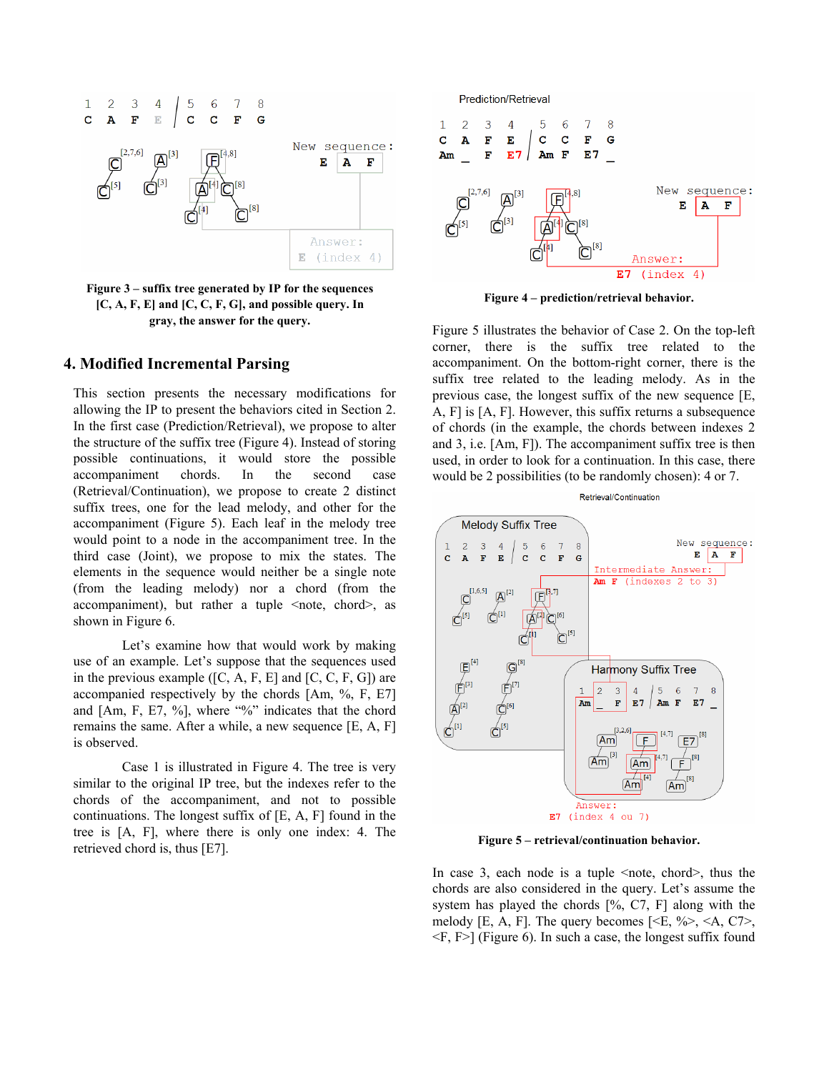**Figure 3 – suffix tree generated by IP for the sequences [C, A, F, E] and [C, C, F, G], and possible query. In gray, the answer for the query.**

## 4. Modified Incremental Parsing

This section presents the necessary modifications for allowing the IP to present the behaviors cited in Section 2. In the first case (Prediction/Retrieval), we propose to alter the structure of the suffix tree (Figure 4). Instead of storing possible continuations, it would store the possible accompaniment chords. In the second case (Retrieval/Continuation), we propose to create 2 distinct suffix trees, one for the lead melody, and other for the accompaniment (Figure 5). Each leaf in the melody tree would point to a node in the accompaniment tree. In the third case (Joint), we propose to mix the states. The elements in the sequence would neither be a single note (from the leading melody) nor a chord (from the accompaniment), but rather a tuple <note, chord>, as shown in Figure 6.

Let's examine how that would work by making use of an example. Let's suppose that the sequences used in the previous example ([C, A, F, E] and [C, C, F, G]) are accompanied respectively by the chords [Am, %, F, E7] and [Am, F, E7, %], where "%" indicates that the chord remains the same. After a while, a new sequence [E, A, F] is observed.

Case 1 is illustrated in Figure 4. The tree is very similar to the original IP tree, but the indexes refer to the chords of the accompaniment, and not to possible continuations. The longest suffix of [E, A, F] found in the tree is [A, F], where there is only one index: 4. The retrieved chord is, thus [E7].

**Figure 4 – prediction/retrieval behavior.**

Figure 5 illustrates the behavior of Case 2. On the top-left corner, there is the suffix tree related to the accompaniment. On the bottom-right corner, there is the suffix tree related to the leading melody. As in the previous case, the longest suffix of the new sequence [E, A, F] is [A, F]. However, this suffix returns a subsequence of chords (in the example, the chords between indexes 2 and 3, i.e. [Am, F]). The accompaniment suffix tree is then used, in order to look for a continuation. In this case, there would be 2 possibilities (to be randomly chosen): 4 or 7.

**Figure 5 – retrieval/continuation behavior.**

In case 3, each node is a tuple <note, chord>, thus the chords are also considered in the query. Let's assume the system has played the chords [%, C7, F] along with the melody [E, A, F]. The query becomes [<E, %>, <A, C7>, <F, F>] (Figure 6). In such a case, the longest suffix found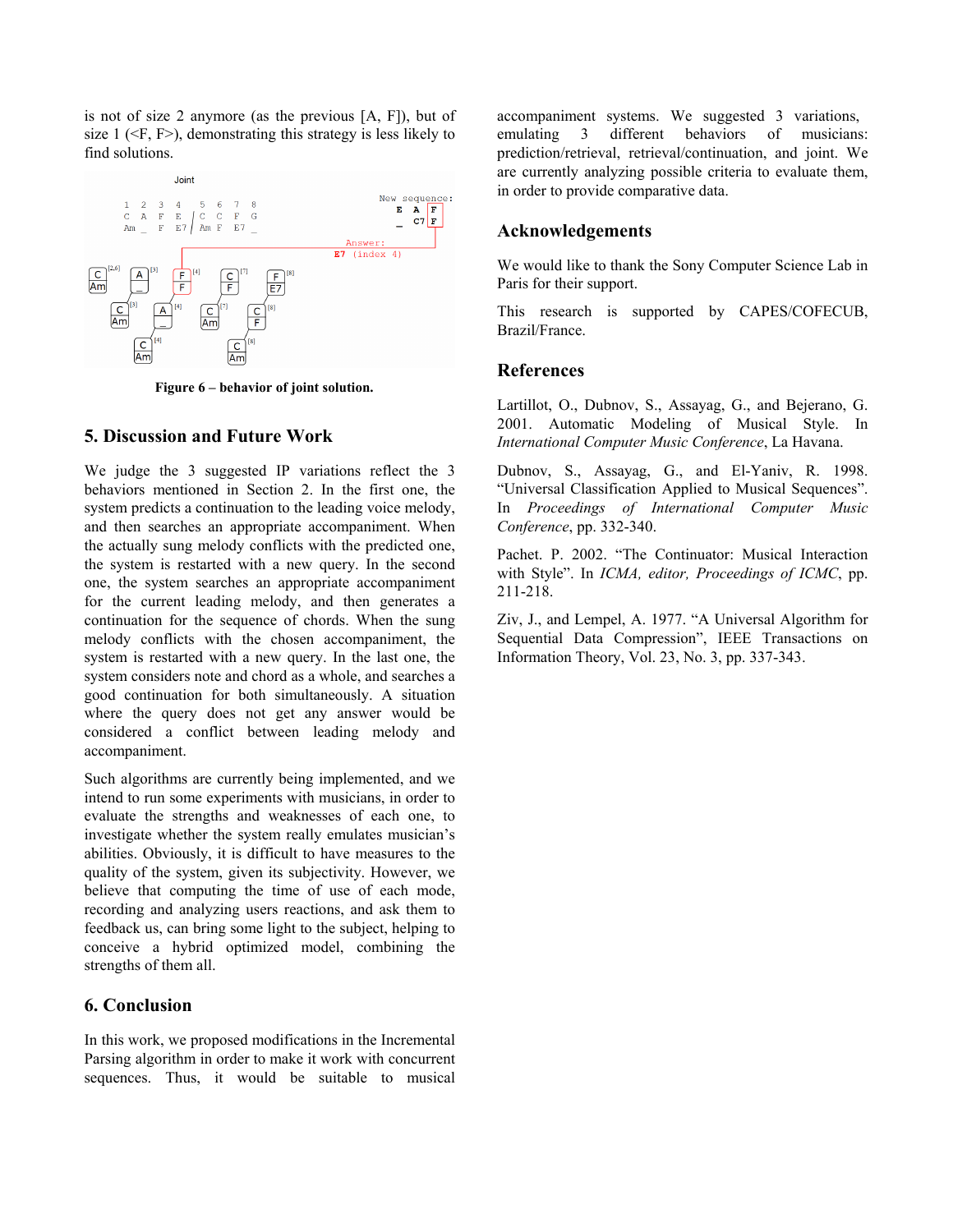is not of size 2 anymore (as the previous [A, F]), but of size 1 (<F, F>), demonstrating this strategy is less likely to find solutions.

Joint

1 2 3 4 5 6 7 8
C A F E C C F G
Am _ F E7 Am F E7 _

New sequence:
E A F
_ C7 F

Answer:
E7 (index 4)

**Figure 6 – behavior of joint solution.**

## 5. Discussion and Future Work

We judge the 3 suggested IP variations reflect the 3 behaviors mentioned in Section 2. In the first one, the system predicts a continuation to the leading voice melody, and then searches an appropriate accompaniment. When the actually sung melody conflicts with the predicted one, the system is restarted with a new query. In the second one, the system searches an appropriate accompaniment for the current leading melody, and then generates a continuation for the sequence of chords. When the sung melody conflicts with the chosen accompaniment, the system is restarted with a new query. In the last one, the system considers note and chord as a whole, and searches a good continuation for both simultaneously. A situation where the query does not get any answer would be considered a conflict between leading melody and accompaniment.

Such algorithms are currently being implemented, and we intend to run some experiments with musicians, in order to evaluate the strengths and weaknesses of each one, to investigate whether the system really emulates musician's abilities. Obviously, it is difficult to have measures to the quality of the system, given its subjectivity. However, we believe that computing the time of use of each mode, recording and analyzing users reactions, and ask them to feedback us, can bring some light to the subject, helping to conceive a hybrid optimized model, combining the strengths of them all.

## 6. Conclusion

In this work, we proposed modifications in the Incremental Parsing algorithm in order to make it work with concurrent sequences. Thus, it would be suitable to musical accompaniment systems. We suggested 3 variations, emulating 3 different behaviors of musicians: prediction/retrieval, retrieval/continuation, and joint. We are currently analyzing possible criteria to evaluate them, in order to provide comparative data.

## Acknowledgements

We would like to thank the Sony Computer Science Lab in Paris for their support.

This research is supported by CAPES/COFECUB, Brazil/France.

## References

Lartillot, O., Dubnov, S., Assayag, G., and Bejerano, G. 2001. Automatic Modeling of Musical Style. In *International Computer Music Conference*, La Havana.

Dubnov, S., Assayag, G., and El-Yaniv, R. 1998. "Universal Classification Applied to Musical Sequences". In *Proceedings of International Computer Music Conference*, pp. 332-340.

Pachet. P. 2002. "The Continuator: Musical Interaction with Style". In *ICMA, editor, Proceedings of ICMC*, pp. 211-218.

Ziv, J., and Lempel, A. 1977. "A Universal Algorithm for Sequential Data Compression", IEEE Transactions on Information Theory, Vol. 23, No. 3, pp. 337-343.